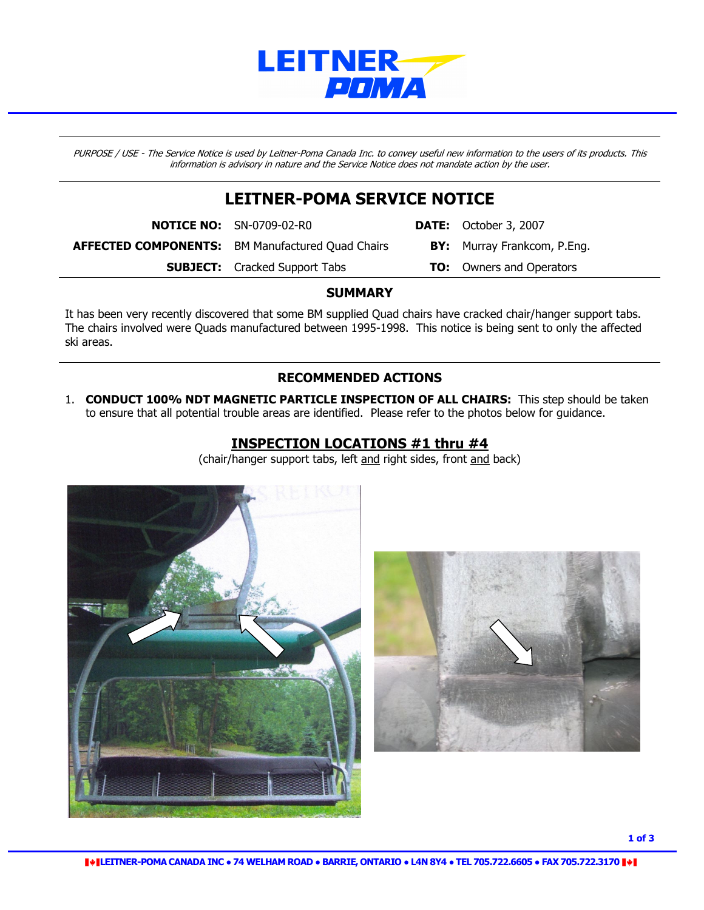*PURPOSE / USE - The Service Notice is used by Leitner-Poma Canada Inc. to convey useful new information to the users of its products. This information is advisory in nature and the Service Notice does not mandate action by the user.*

# LEITNER-POMA SERVICE NOTICE

| | | | |
|---|---|---|---|
| **NOTICE NO:** | SN-0709-02-R0 | **DATE:** | October 3, 2007 |
| **AFFECTED COMPONENTS:** | BM Manufactured Quad Chairs | **BY:** | Murray Frankcom, P.Eng. |
| **SUBJECT:** | Cracked Support Tabs | **TO:** | Owners and Operators |

## SUMMARY

It has been very recently discovered that some BM supplied Quad chairs have cracked chair/hanger support tabs. The chairs involved were Quads manufactured between 1995-1998. This notice is being sent to only the affected ski areas.

## RECOMMENDED ACTIONS

1. **CONDUCT 100% NDT MAGNETIC PARTICLE INSPECTION OF ALL CHAIRS:** This step should be taken to ensure that all potential trouble areas are identified. Please refer to the photos below for guidance.

### INSPECTION LOCATIONS #1 thru #4

(chair/hanger support tabs, left and right sides, front and back)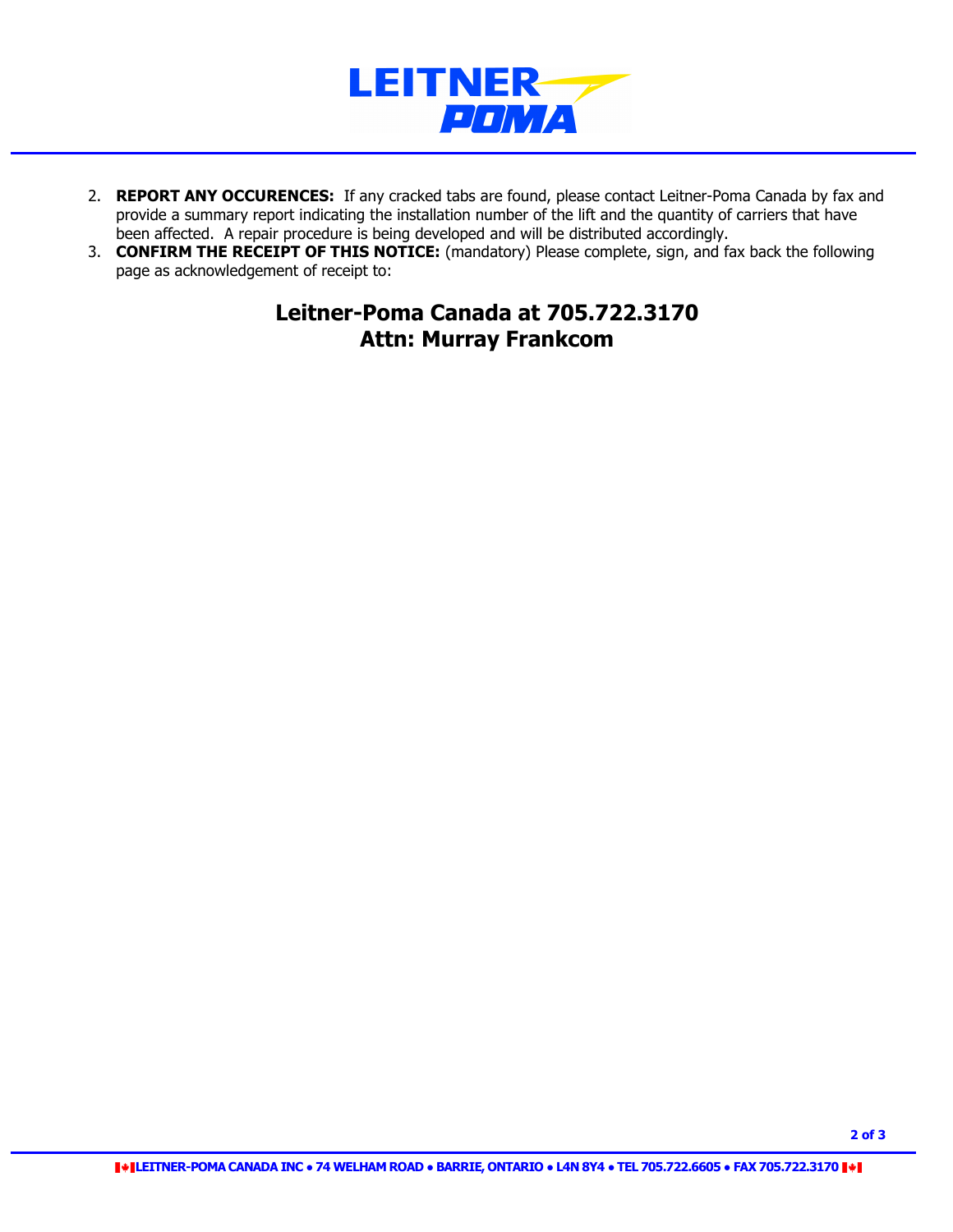2. **REPORT ANY OCCURENCES:** If any cracked tabs are found, please contact Leitner-Poma Canada by fax and provide a summary report indicating the installation number of the lift and the quantity of carriers that have been affected. A repair procedure is being developed and will be distributed accordingly.
3. **CONFIRM THE RECEIPT OF THIS NOTICE:** (mandatory) Please complete, sign, and fax back the following page as acknowledgement of receipt to:

**Leitner-Poma Canada at 705.722.3170**
**Attn: Murray Frankcom**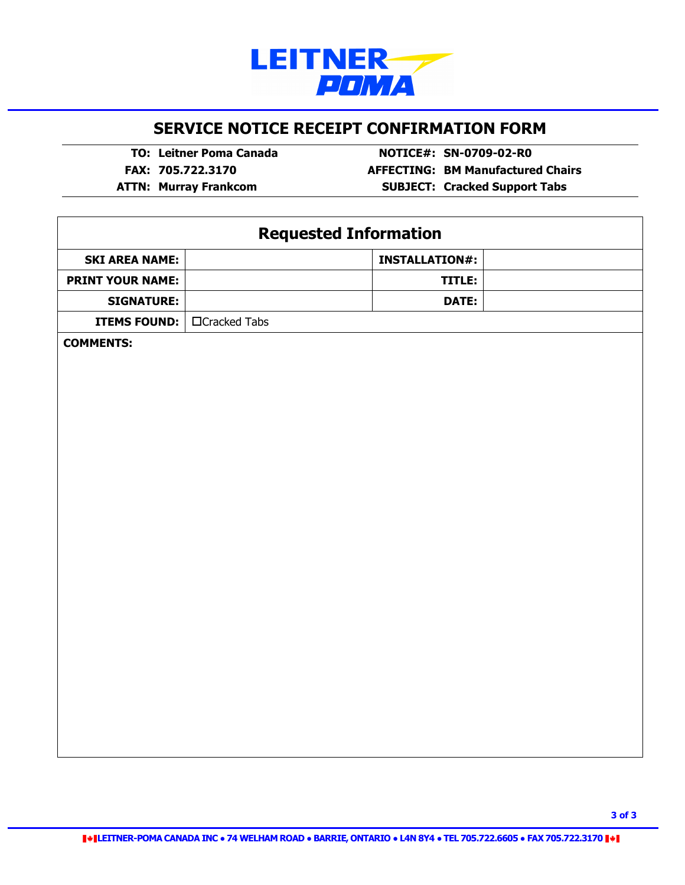# SERVICE NOTICE RECEIPT CONFIRMATION FORM

**TO:** Leitner Poma Canada
**FAX:** 705.722.3170
**ATTN:** Murray Frankcom

**NOTICE#:** SN-0709-02-R0
**AFFECTING:** BM Manufactured Chairs
**SUBJECT:** Cracked Support Tabs

## Requested Information

| | | | |
|---|---|---|---|
| **SKI AREA NAME:** | | **INSTALLATION#:** | |
| **PRINT YOUR NAME:** | | **TITLE:** | |
| **SIGNATURE:** | | **DATE:** | |
| **ITEMS FOUND:** | ☐Cracked Tabs | | |

**COMMENTS:**

LEITNER-POMA CANADA INC • 74 WELHAM ROAD • BARRIE, ONTARIO • L4N 8Y4 • TEL 705.722.6605 • FAX 705.722.3170